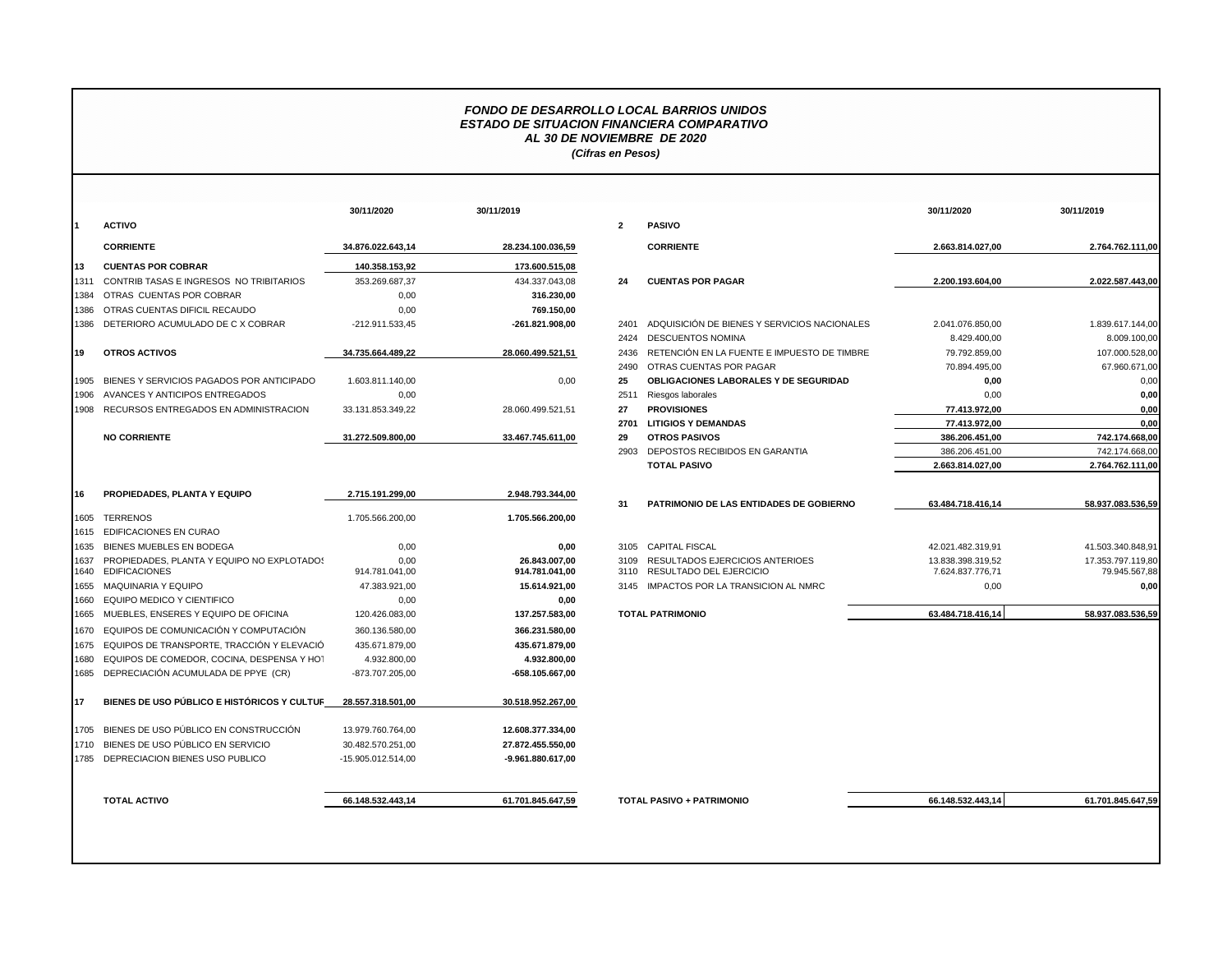# *FONDO DE DESARROLLO LOCAL BARRIOS UNIDOS*
## *ESTADO DE SITUACION FINANCIERA COMPARATIVO*
### *AL 30 DE NOVIEMBRE DE 2020*
*(Cifras en Pesos)*

| | | 30/11/2020 | 30/11/2019 |
|---|---|---|---|
| **1** | **ACTIVO** | | |
| | **CORRIENTE** | **34.876.022.643,14** | **28.234.100.036,59** |
| **13** | **CUENTAS POR COBRAR** | **140.358.153,92** | **173.600.515,08** |
| 1311 | CONTRIB TASAS E INGRESOS NO TRIBITARIOS | 353.269.687,37 | 434.337.043,08 |
| 1384 | OTRAS CUENTAS POR COBRAR | 0,00 | **316.230,00** |
| 1386 | OTRAS CUENTAS DIFICIL RECAUDO | 0,00 | **769.150,00** |
| 1386 | DETERIORO ACUMULADO DE C X COBRAR | -212.911.533,45 | **-261.821.908,00** |
| **19** | **OTROS ACTIVOS** | **34.735.664.489,22** | **28.060.499.521,51** |
| 1905 | BIENES Y SERVICIOS PAGADOS POR ANTICIPADO | 1.603.811.140,00 | 0,00 |
| 1906 | AVANCES Y ANTICIPOS ENTREGADOS | 0,00 | |
| 1908 | RECURSOS ENTREGADOS EN ADMINISTRACION | 33.131.853.349,22 | 28.060.499.521,51 |
| | **NO CORRIENTE** | **31.272.509.800,00** | **33.467.745.611,00** |
| **16** | **PROPIEDADES, PLANTA Y EQUIPO** | **2.715.191.299,00** | **2.948.793.344,00** |
| 1605 | TERRENOS | 1.705.566.200,00 | **1.705.566.200,00** |
| 1615 | EDIFICACIONES EN CURAO | | |
| 1635 | BIENES MUEBLES EN BODEGA | 0,00 | **0,00** |
| 1637 | PROPIEDADES, PLANTA Y EQUIPO NO EXPLOTADOS | 0,00 | **26.843.007,00** |
| 1640 | EDIFICACIONES | 914.781.041,00 | **914.781.041,00** |
| 1655 | MAQUINARIA Y EQUIPO | 47.383.921,00 | **15.614.921,00** |
| 1660 | EQUIPO MEDICO Y CIENTIFICO | 0,00 | **0,00** |
| 1665 | MUEBLES, ENSERES Y EQUIPO DE OFICINA | 120.426.083,00 | **137.257.583,00** |
| 1670 | EQUIPOS DE COMUNICACIÓN Y COMPUTACIÓN | 360.136.580,00 | **366.231.580,00** |
| 1675 | EQUIPOS DE TRANSPORTE, TRACCIÓN Y ELEVACIÓ | 435.671.879,00 | **435.671.879,00** |
| 1680 | EQUIPOS DE COMEDOR, COCINA, DESPENSA Y HOT | 4.932.800,00 | **4.932.800,00** |
| 1685 | DEPRECIACIÓN ACUMULADA DE PPYE (CR) | -873.707.205,00 | **-658.105.667,00** |
| **17** | **BIENES DE USO PÚBLICO E HISTÓRICOS Y CULTUR** | **28.557.318.501,00** | **30.518.952.267,00** |
| 1705 | BIENES DE USO PÚBLICO EN CONSTRUCCIÓN | 13.979.760.764,00 | **12.608.377.334,00** |
| 1710 | BIENES DE USO PÚBLICO EN SERVICIO | 30.482.570.251,00 | **27.872.455.550,00** |
| 1785 | DEPRECIACION BIENES USO PUBLICO | -15.905.012.514,00 | **-9.961.880.617,00** |
| | **TOTAL ACTIVO** | **66.148.532.443,14** | **61.701.845.647,59** |

| | | 30/11/2020 | 30/11/2019 |
|---|---|---|---|
| **2** | **PASIVO** | | |
| | **CORRIENTE** | **2.663.814.027,00** | **2.764.762.111,00** |
| **24** | **CUENTAS POR PAGAR** | **2.200.193.604,00** | **2.022.587.443,00** |
| 2401 | ADQUISICIÓN DE BIENES Y SERVICIOS NACIONALES | 2.041.076.850,00 | 1.839.617.144,00 |
| 2424 | DESCUENTOS NOMINA | 8.429.400,00 | 8.009.100,00 |
| 2436 | RETENCIÓN EN LA FUENTE E IMPUESTO DE TIMBRE | 79.792.859,00 | 107.000.528,00 |
| 2490 | OTRAS CUENTAS POR PAGAR | 70.894.495,00 | 67.960.671,00 |
| **25** | **OBLIGACIONES LABORALES Y DE SEGURIDAD** | **0,00** | 0,00 |
| 2511 | Riesgos laborales | 0,00 | **0,00** |
| **27** | **PROVISIONES** | **77.413.972,00** | **0,00** |
| **2701** | **LITIGIOS Y DEMANDAS** | **77.413.972,00** | **0,00** |
| **29** | **OTROS PASIVOS** | **386.206.451,00** | **742.174.668,00** |
| 2903 | DEPOSTOS RECIBIDOS EN GARANTIA | 386.206.451,00 | 742.174.668,00 |
| | **TOTAL PASIVO** | **2.663.814.027,00** | **2.764.762.111,00** |
| **31** | **PATRIMONIO DE LAS ENTIDADES DE GOBIERNO** | **63.484.718.416,14** | **58.937.083.536,59** |
| 3105 | CAPITAL FISCAL | 42.021.482.319,91 | 41.503.340.848,91 |
| 3109 | RESULTADOS EJERCICIOS ANTERIOES | 13.838.398.319,52 | 17.353.797.119,80 |
| 3110 | RESULTADO DEL EJERCICIO | 7.624.837.776,71 | 79.945.567,88 |
| 3145 | IMPACTOS POR LA TRANSICION AL NMRC | 0,00 | **0,00** |
| | **TOTAL PATRIMONIO** | **63.484.718.416,14** | **58.937.083.536,59** |
| | **TOTAL PASIVO + PATRIMONIO** | **66.148.532.443,14** | **61.701.845.647,59** |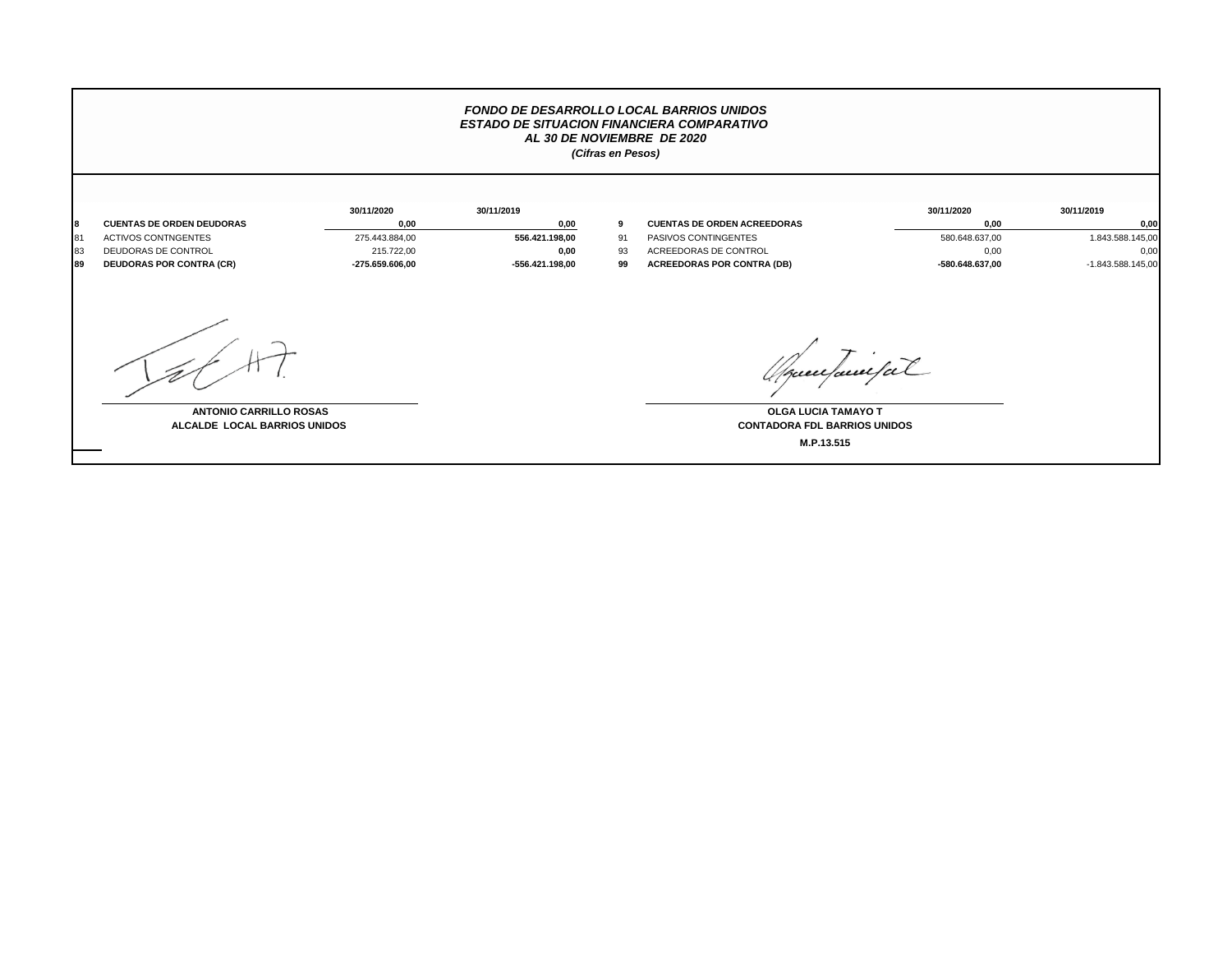*FONDO DE DESARROLLO LOCAL BARRIOS UNIDOS*
*ESTADO DE SITUACION FINANCIERA COMPARATIVO*
*AL 30 DE NOVIEMBRE DE 2020*
*(Cifras en Pesos)*

| | | 30/11/2020 | 30/11/2019 | | | 30/11/2020 | 30/11/2019 |
|---|---|---|---|---|---|---|---|
| **8** | **CUENTAS DE ORDEN DEUDORAS** | **0,00** | **0,00** | **9** | **CUENTAS DE ORDEN ACREEDORAS** | **0,00** | **0,00** |
| 81 | ACTIVOS CONTNGENTES | 275.443.884,00 | **556.421.198,00** | 91 | PASIVOS CONTINGENTES | 580.648.637,00 | 1.843.588.145,00 |
| 83 | DEUDORAS DE CONTROL | 215.722,00 | **0,00** | 93 | ACREEDORAS DE CONTROL | 0,00 | 0,00 |
| **89** | **DEUDORAS POR CONTRA (CR)** | **-275.659.606,00** | **-556.421.198,00** | **99** | **ACREEDORAS POR CONTRA (DB)** | **-580.648.637,00** | -1.843.588.145,00 |

**ANTONIO CARRILLO ROSAS**
**ALCALDE LOCAL BARRIOS UNIDOS**

**OLGA LUCIA TAMAYO T**
**CONTADORA FDL BARRIOS UNIDOS**
**M.P.13.515**